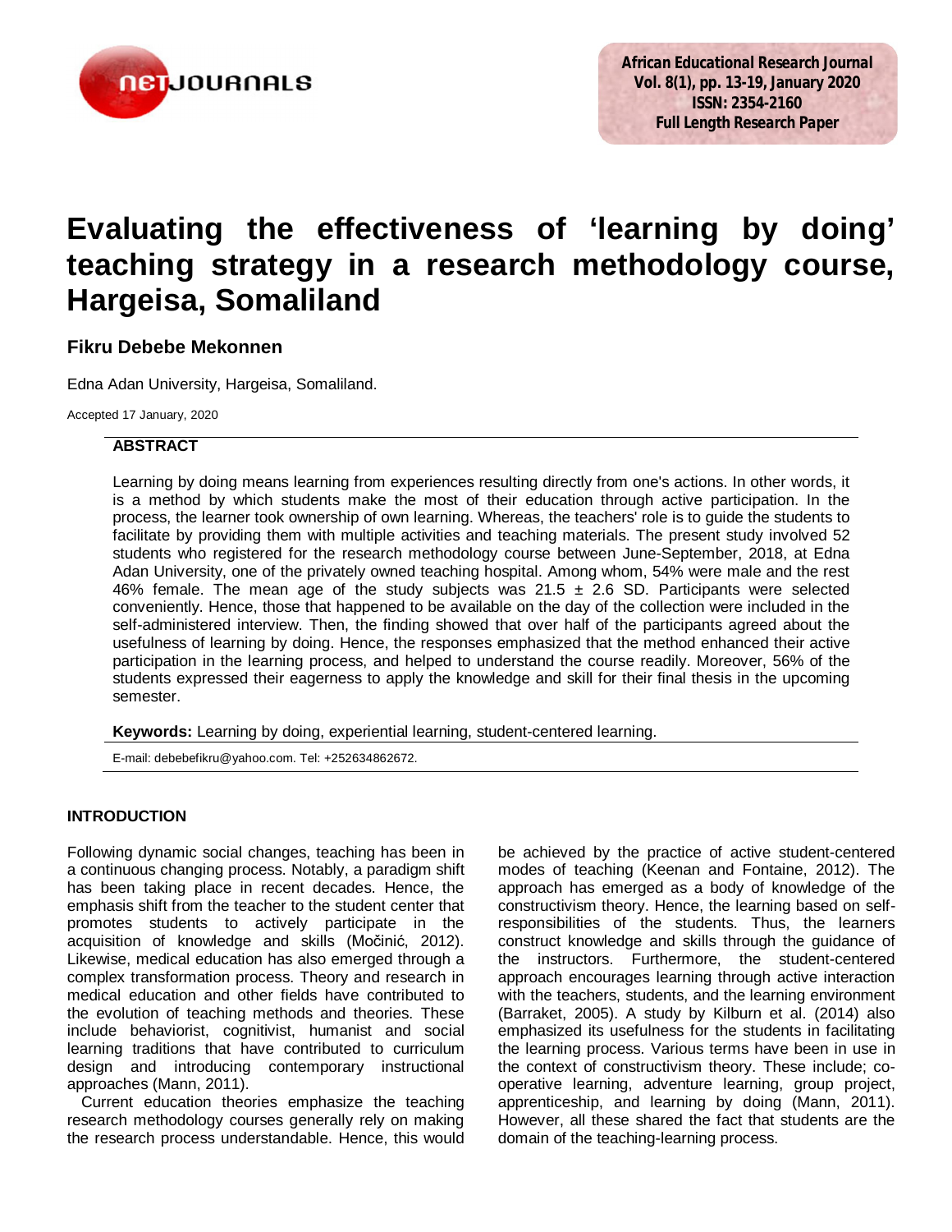# Evaluating the effectiveness of 'learning by doing' teaching strategy in a research methodology course, Hargeisa, Somaliland

**Fikru Debebe Mekonnen**

Edna Adan University, Hargeisa, Somaliland.

Accepted 17 January, 2020

## ABSTRACT

Learning by doing means learning from experiences resulting directly from one's actions. In other words, it is a method by which students make the most of their education through active participation. In the process, the learner took ownership of own learning. Whereas, the teachers' role is to guide the students to facilitate by providing them with multiple activities and teaching materials. The present study involved 52 students who registered for the research methodology course between June-September, 2018, at Edna Adan University, one of the privately owned teaching hospital. Among whom, 54% were male and the rest 46% female. The mean age of the study subjects was 21.5 ± 2.6 SD. Participants were selected conveniently. Hence, those that happened to be available on the day of the collection were included in the self-administered interview. Then, the finding showed that over half of the participants agreed about the usefulness of learning by doing. Hence, the responses emphasized that the method enhanced their active participation in the learning process, and helped to understand the course readily. Moreover, 56% of the students expressed their eagerness to apply the knowledge and skill for their final thesis in the upcoming semester.

**Keywords:** Learning by doing, experiential learning, student-centered learning.

E-mail: debebefikru@yahoo.com. Tel: +252634862672.

## INTRODUCTION

Following dynamic social changes, teaching has been in a continuous changing process. Notably, a paradigm shift has been taking place in recent decades. Hence, the emphasis shift from the teacher to the student center that promotes students to actively participate in the acquisition of knowledge and skills (Močinić, 2012). Likewise, medical education has also emerged through a complex transformation process. Theory and research in medical education and other fields have contributed to the evolution of teaching methods and theories. These include behaviorist, cognitivist, humanist and social learning traditions that have contributed to curriculum design and introducing contemporary instructional approaches (Mann, 2011).

Current education theories emphasize the teaching research methodology courses generally rely on making the research process understandable. Hence, this would be achieved by the practice of active student-centered modes of teaching (Keenan and Fontaine, 2012). The approach has emerged as a body of knowledge of the constructivism theory. Hence, the learning based on self-responsibilities of the students. Thus, the learners construct knowledge and skills through the guidance of the instructors. Furthermore, the student-centered approach encourages learning through active interaction with the teachers, students, and the learning environment (Barraket, 2005). A study by Kilburn et al. (2014) also emphasized its usefulness for the students in facilitating the learning process. Various terms have been in use in the context of constructivism theory. These include; co-operative learning, adventure learning, group project, apprenticeship, and learning by doing (Mann, 2011). However, all these shared the fact that students are the domain of the teaching-learning process.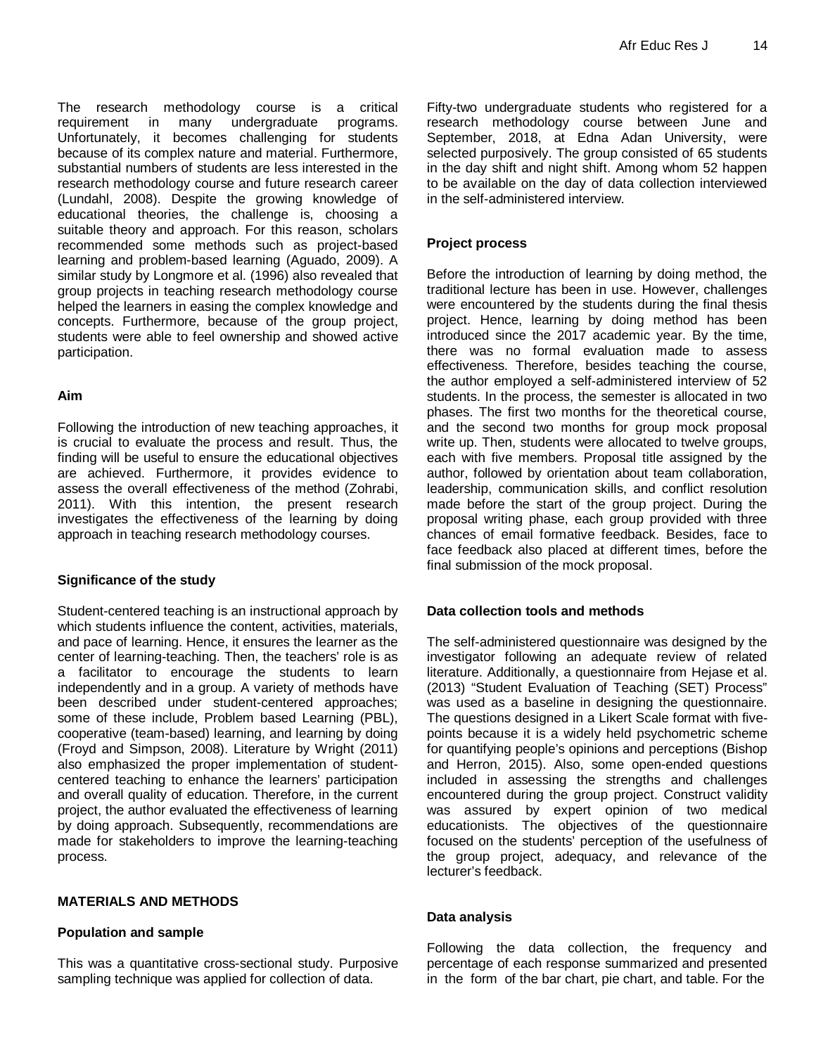The research methodology course is a critical requirement in many undergraduate programs. Unfortunately, it becomes challenging for students because of its complex nature and material. Furthermore, substantial numbers of students are less interested in the research methodology course and future research career (Lundahl, 2008). Despite the growing knowledge of educational theories, the challenge is, choosing a suitable theory and approach. For this reason, scholars recommended some methods such as project-based learning and problem-based learning (Aguado, 2009). A similar study by Longmore et al. (1996) also revealed that group projects in teaching research methodology course helped the learners in easing the complex knowledge and concepts. Furthermore, because of the group project, students were able to feel ownership and showed active participation.

### Aim

Following the introduction of new teaching approaches, it is crucial to evaluate the process and result. Thus, the finding will be useful to ensure the educational objectives are achieved. Furthermore, it provides evidence to assess the overall effectiveness of the method (Zohrabi, 2011). With this intention, the present research investigates the effectiveness of the learning by doing approach in teaching research methodology courses.

### Significance of the study

Student-centered teaching is an instructional approach by which students influence the content, activities, materials, and pace of learning. Hence, it ensures the learner as the center of learning-teaching. Then, the teachers' role is as a facilitator to encourage the students to learn independently and in a group. A variety of methods have been described under student-centered approaches; some of these include, Problem based Learning (PBL), cooperative (team-based) learning, and learning by doing (Froyd and Simpson, 2008). Literature by Wright (2011) also emphasized the proper implementation of student-centered teaching to enhance the learners' participation and overall quality of education. Therefore, in the current project, the author evaluated the effectiveness of learning by doing approach. Subsequently, recommendations are made for stakeholders to improve the learning-teaching process.

## MATERIALS AND METHODS

### Population and sample

This was a quantitative cross-sectional study. Purposive sampling technique was applied for collection of data. Fifty-two undergraduate students who registered for a research methodology course between June and September, 2018, at Edna Adan University, were selected purposively. The group consisted of 65 students in the day shift and night shift. Among whom 52 happen to be available on the day of data collection interviewed in the self-administered interview.

### Project process

Before the introduction of learning by doing method, the traditional lecture has been in use. However, challenges were encountered by the students during the final thesis project. Hence, learning by doing method has been introduced since the 2017 academic year. By the time, there was no formal evaluation made to assess effectiveness. Therefore, besides teaching the course, the author employed a self-administered interview of 52 students. In the process, the semester is allocated in two phases. The first two months for the theoretical course, and the second two months for group mock proposal write up. Then, students were allocated to twelve groups, each with five members. Proposal title assigned by the author, followed by orientation about team collaboration, leadership, communication skills, and conflict resolution made before the start of the group project. During the proposal writing phase, each group provided with three chances of email formative feedback. Besides, face to face feedback also placed at different times, before the final submission of the mock proposal.

### Data collection tools and methods

The self-administered questionnaire was designed by the investigator following an adequate review of related literature. Additionally, a questionnaire from Hejase et al. (2013) "Student Evaluation of Teaching (SET) Process" was used as a baseline in designing the questionnaire. The questions designed in a Likert Scale format with five-points because it is a widely held psychometric scheme for quantifying people's opinions and perceptions (Bishop and Herron, 2015). Also, some open-ended questions included in assessing the strengths and challenges encountered during the group project. Construct validity was assured by expert opinion of two medical educationists. The objectives of the questionnaire focused on the students' perception of the usefulness of the group project, adequacy, and relevance of the lecturer's feedback.

### Data analysis

Following the data collection, the frequency and percentage of each response summarized and presented in the form of the bar chart, pie chart, and table. For the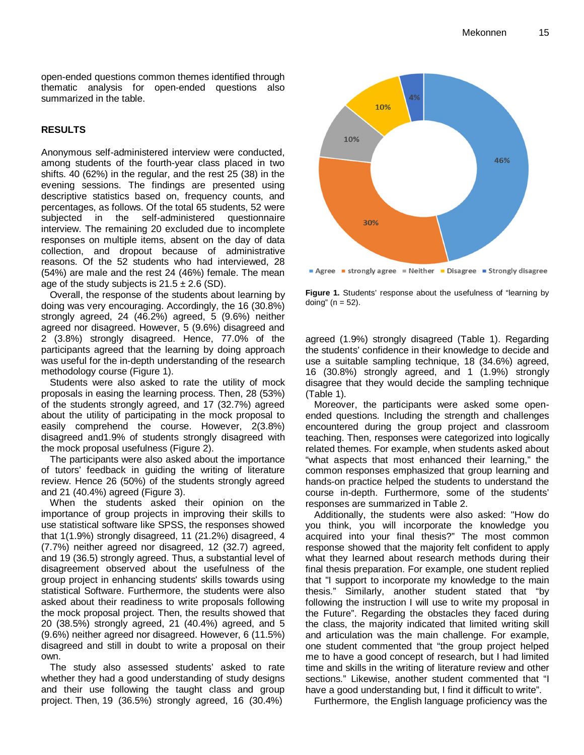open-ended questions common themes identified through thematic analysis for open-ended questions also summarized in the table.

## RESULTS

Anonymous self-administered interview were conducted, among students of the fourth-year class placed in two shifts. 40 (62%) in the regular, and the rest 25 (38) in the evening sessions. The findings are presented using descriptive statistics based on, frequency counts, and percentages, as follows. Of the total 65 students, 52 were subjected in the self-administered questionnaire interview. The remaining 20 excluded due to incomplete responses on multiple items, absent on the day of data collection, and dropout because of administrative reasons. Of the 52 students who had interviewed, 28 (54%) are male and the rest 24 (46%) female. The mean age of the study subjects is 21.5 ± 2.6 (SD).

Overall, the response of the students about learning by doing was very encouraging. Accordingly, the 16 (30.8%) strongly agreed, 24 (46.2%) agreed, 5 (9.6%) neither agreed nor disagreed. However, 5 (9.6%) disagreed and 2 (3.8%) strongly disagreed. Hence, 77.0% of the participants agreed that the learning by doing approach was useful for the in-depth understanding of the research methodology course (Figure 1).

Students were also asked to rate the utility of mock proposals in easing the learning process. Then, 28 (53%) of the students strongly agreed, and 17 (32.7%) agreed about the utility of participating in the mock proposal to easily comprehend the course. However, 2(3.8%) disagreed and1.9% of students strongly disagreed with the mock proposal usefulness (Figure 2).

The participants were also asked about the importance of tutors' feedback in guiding the writing of literature review. Hence 26 (50%) of the students strongly agreed and 21 (40.4%) agreed (Figure 3).

When the students asked their opinion on the importance of group projects in improving their skills to use statistical software like SPSS, the responses showed that 1(1.9%) strongly disagreed, 11 (21.2%) disagreed, 4 (7.7%) neither agreed nor disagreed, 12 (32.7) agreed, and 19 (36.5) strongly agreed. Thus, a substantial level of disagreement observed about the usefulness of the group project in enhancing students' skills towards using statistical Software. Furthermore, the students were also asked about their readiness to write proposals following the mock proposal project. Then, the results showed that 20 (38.5%) strongly agreed, 21 (40.4%) agreed, and 5 (9.6%) neither agreed nor disagreed. However, 6 (11.5%) disagreed and still in doubt to write a proposal on their own.

The study also assessed students' asked to rate whether they had a good understanding of study designs and their use following the taught class and group project. Then, 19 (36.5%) strongly agreed, 16 (30.4%) agreed (1.9%) strongly disagreed (Table 1). Regarding the students' confidence in their knowledge to decide and use a suitable sampling technique, 18 (34.6%) agreed, 16 (30.8%) strongly agreed, and 1 (1.9%) strongly disagree that they would decide the sampling technique (Table 1).

Figure 1. Students' response about the usefulness of "learning by doing" (n = 52).

Moreover, the participants were asked some open-ended questions. Including the strength and challenges encountered during the group project and classroom teaching. Then, responses were categorized into logically related themes. For example, when students asked about "what aspects that most enhanced their learning," the common responses emphasized that group learning and hands-on practice helped the students to understand the course in-depth. Furthermore, some of the students' responses are summarized in Table 2.

Additionally, the students were also asked: "How do you think, you will incorporate the knowledge you acquired into your final thesis?" The most common response showed that the majority felt confident to apply what they learned about research methods during their final thesis preparation. For example, one student replied that "I support to incorporate my knowledge to the main thesis." Similarly, another student stated that "by following the instruction I will use to write my proposal in the Future". Regarding the obstacles they faced during the class, the majority indicated that limited writing skill and articulation was the main challenge. For example, one student commented that "the group project helped me to have a good concept of research, but I had limited time and skills in the writing of literature review and other sections." Likewise, another student commented that "I have a good understanding but, I find it difficult to write".

Furthermore, the English language proficiency was the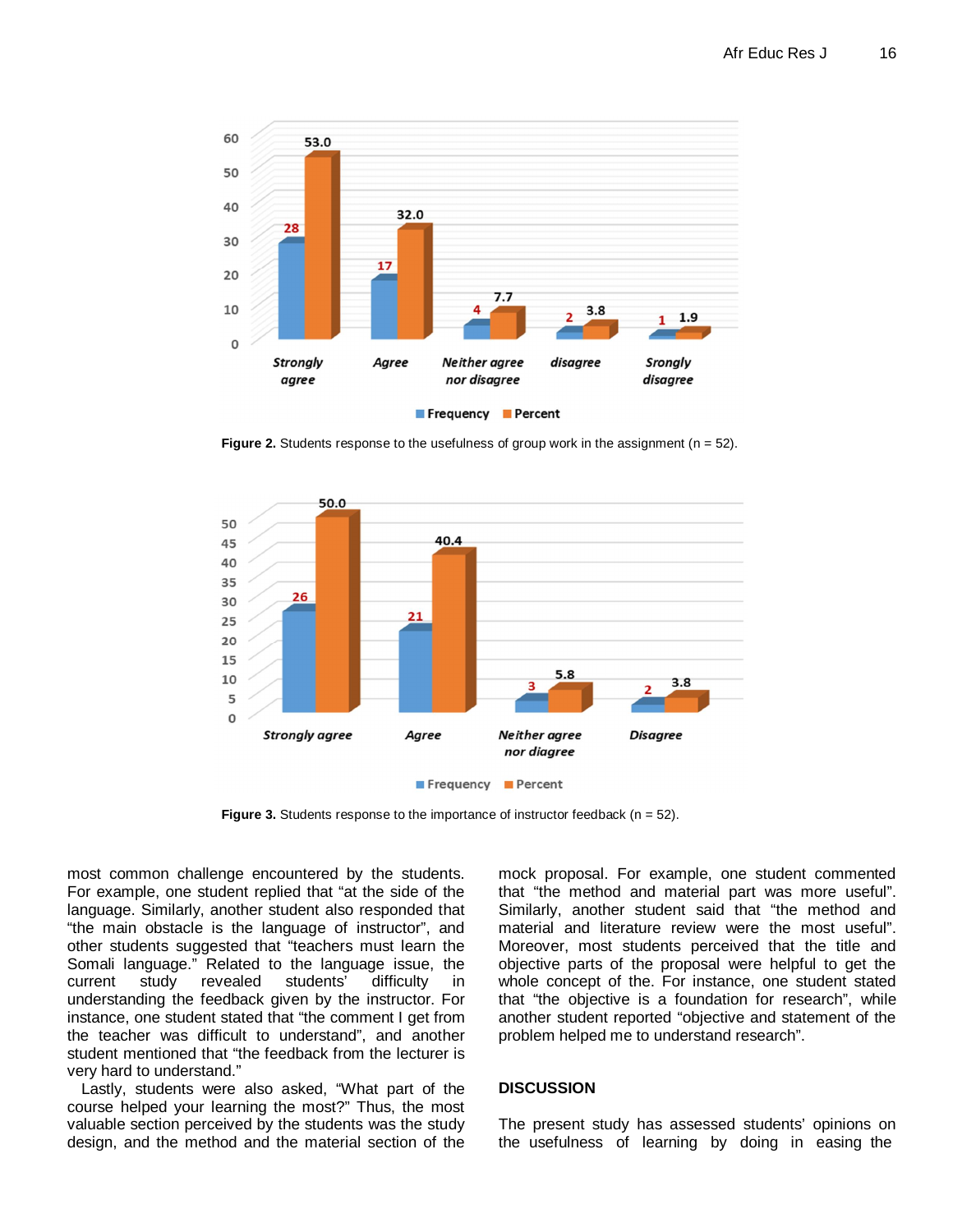**Figure 2.** Students response to the usefulness of group work in the assignment (n = 52).

**Figure 3.** Students response to the importance of instructor feedback (n = 52).

most common challenge encountered by the students. For example, one student replied that "at the side of the language. Similarly, another student also responded that "the main obstacle is the language of instructor", and other students suggested that "teachers must learn the Somali language." Related to the language issue, the current study revealed students' difficulty in understanding the feedback given by the instructor. For instance, one student stated that "the comment I get from the teacher was difficult to understand", and another student mentioned that "the feedback from the lecturer is very hard to understand."

Lastly, students were also asked, "What part of the course helped your learning the most?" Thus, the most valuable section perceived by the students was the study design, and the method and the material section of the mock proposal. For example, one student commented that "the method and material part was more useful". Similarly, another student said that "the method and material and literature review were the most useful". Moreover, most students perceived that the title and objective parts of the proposal were helpful to get the whole concept of the. For instance, one student stated that "the objective is a foundation for research", while another student reported "objective and statement of the problem helped me to understand research".

## DISCUSSION

The present study has assessed students' opinions on the usefulness of learning by doing in easing the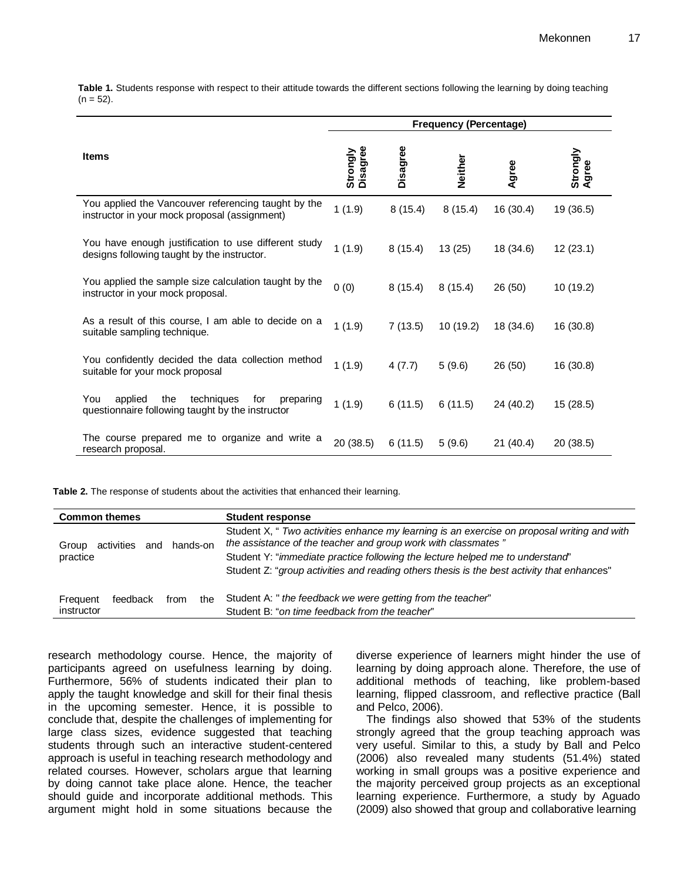**Table 1.** Students response with respect to their attitude towards the different sections following the learning by doing teaching (n = 52).

| Items | Frequency (Percentage) | | | | |
|---|---|---|---|---|---|
| | Strongly Disagree | Disagree | Neither | Agree | Strongly Agree |
| You applied the Vancouver referencing taught by the instructor in your mock proposal (assignment) | 1 (1.9) | 8 (15.4) | 8 (15.4) | 16 (30.4) | 19 (36.5) |
| You have enough justification to use different study designs following taught by the instructor. | 1 (1.9) | 8 (15.4) | 13 (25) | 18 (34.6) | 12 (23.1) |
| You applied the sample size calculation taught by the instructor in your mock proposal. | 0 (0) | 8 (15.4) | 8 (15.4) | 26 (50) | 10 (19.2) |
| As a result of this course, I am able to decide on a suitable sampling technique. | 1 (1.9) | 7 (13.5) | 10 (19.2) | 18 (34.6) | 16 (30.8) |
| You confidently decided the data collection method suitable for your mock proposal | 1 (1.9) | 4 (7.7) | 5 (9.6) | 26 (50) | 16 (30.8) |
| You applied the techniques for preparing questionnaire following taught by the instructor | 1 (1.9) | 6 (11.5) | 6 (11.5) | 24 (40.2) | 15 (28.5) |
| The course prepared me to organize and write a research proposal. | 20 (38.5) | 6 (11.5) | 5 (9.6) | 21 (40.4) | 20 (38.5) |

**Table 2.** The response of students about the activities that enhanced their learning.

| Common themes | Student response |
|---|---|
| Group activities and hands-on practice | Student X, " *Two activities enhance my learning is an exercise on proposal writing and with the assistance of the teacher and group work with classmates* " |
| | Student Y: "*immediate practice following the lecture helped me to understand*" |
| | Student Z: "*group activities and reading others thesis is the best activity that enhances*" |
| Frequent feedback from the instructor | Student A: " *the feedback we were getting from the teacher*" |
| | Student B: "*on time feedback from the teacher*" |

research methodology course. Hence, the majority of participants agreed on usefulness learning by doing. Furthermore, 56% of students indicated their plan to apply the taught knowledge and skill for their final thesis in the upcoming semester. Hence, it is possible to conclude that, despite the challenges of implementing for large class sizes, evidence suggested that teaching students through such an interactive student-centered approach is useful in teaching research methodology and related courses. However, scholars argue that learning by doing cannot take place alone. Hence, the teacher should guide and incorporate additional methods. This argument might hold in some situations because the diverse experience of learners might hinder the use of learning by doing approach alone. Therefore, the use of additional methods of teaching, like problem-based learning, flipped classroom, and reflective practice (Ball and Pelco, 2006).

The findings also showed that 53% of the students strongly agreed that the group teaching approach was very useful. Similar to this, a study by Ball and Pelco (2006) also revealed many students (51.4%) stated working in small groups was a positive experience and the majority perceived group projects as an exceptional learning experience. Furthermore, a study by Aguado (2009) also showed that group and collaborative learning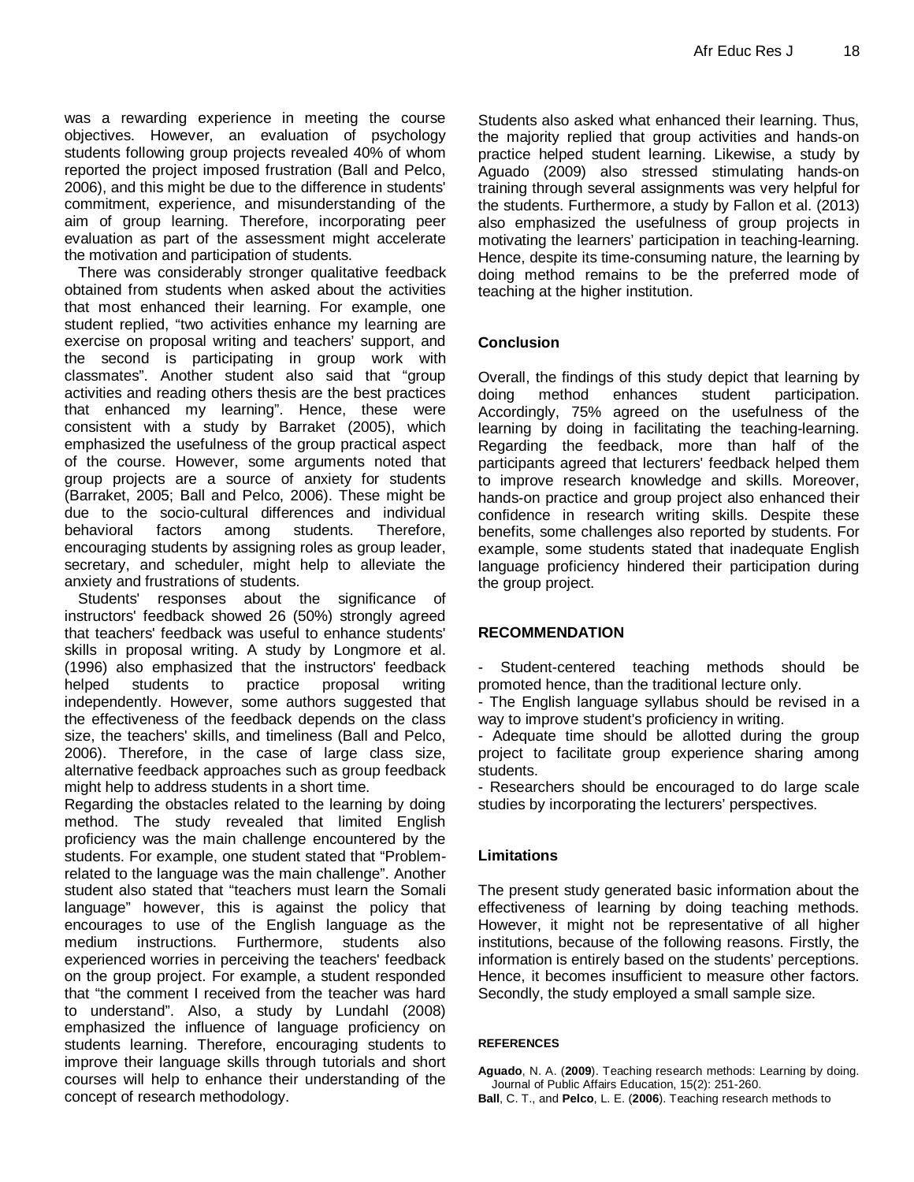was a rewarding experience in meeting the course objectives. However, an evaluation of psychology students following group projects revealed 40% of whom reported the project imposed frustration (Ball and Pelco, 2006), and this might be due to the difference in students' commitment, experience, and misunderstanding of the aim of group learning. Therefore, incorporating peer evaluation as part of the assessment might accelerate the motivation and participation of students.

There was considerably stronger qualitative feedback obtained from students when asked about the activities that most enhanced their learning. For example, one student replied, "two activities enhance my learning are exercise on proposal writing and teachers' support, and the second is participating in group work with classmates". Another student also said that "group activities and reading others thesis are the best practices that enhanced my learning". Hence, these were consistent with a study by Barraket (2005), which emphasized the usefulness of the group practical aspect of the course. However, some arguments noted that group projects are a source of anxiety for students (Barraket, 2005; Ball and Pelco, 2006). These might be due to the socio-cultural differences and individual behavioral factors among students. Therefore, encouraging students by assigning roles as group leader, secretary, and scheduler, might help to alleviate the anxiety and frustrations of students.

Students' responses about the significance of instructors' feedback showed 26 (50%) strongly agreed that teachers' feedback was useful to enhance students' skills in proposal writing. A study by Longmore et al. (1996) also emphasized that the instructors' feedback helped students to practice proposal writing independently. However, some authors suggested that the effectiveness of the feedback depends on the class size, the teachers' skills, and timeliness (Ball and Pelco, 2006). Therefore, in the case of large class size, alternative feedback approaches such as group feedback might help to address students in a short time.

Regarding the obstacles related to the learning by doing method. The study revealed that limited English proficiency was the main challenge encountered by the students. For example, one student stated that "Problem-related to the language was the main challenge". Another student also stated that "teachers must learn the Somali language" however, this is against the policy that encourages to use of the English language as the medium instructions. Furthermore, students also experienced worries in perceiving the teachers' feedback on the group project. For example, a student responded that "the comment I received from the teacher was hard to understand". Also, a study by Lundahl (2008) emphasized the influence of language proficiency on students learning. Therefore, encouraging students to improve their language skills through tutorials and short courses will help to enhance their understanding of the concept of research methodology.

Students also asked what enhanced their learning. Thus, the majority replied that group activities and hands-on practice helped student learning. Likewise, a study by Aguado (2009) also stressed stimulating hands-on training through several assignments was very helpful for the students. Furthermore, a study by Fallon et al. (2013) also emphasized the usefulness of group projects in motivating the learners' participation in teaching-learning. Hence, despite its time-consuming nature, the learning by doing method remains to be the preferred mode of teaching at the higher institution.

## Conclusion

Overall, the findings of this study depict that learning by doing method enhances student participation. Accordingly, 75% agreed on the usefulness of the learning by doing in facilitating the teaching-learning. Regarding the feedback, more than half of the participants agreed that lecturers' feedback helped them to improve research knowledge and skills. Moreover, hands-on practice and group project also enhanced their confidence in research writing skills. Despite these benefits, some challenges also reported by students. For example, some students stated that inadequate English language proficiency hindered their participation during the group project.

## RECOMMENDATION

- Student-centered teaching methods should be promoted hence, than the traditional lecture only.
- The English language syllabus should be revised in a way to improve student's proficiency in writing.
- Adequate time should be allotted during the group project to facilitate group experience sharing among students.
- Researchers should be encouraged to do large scale studies by incorporating the lecturers' perspectives.

## Limitations

The present study generated basic information about the effectiveness of learning by doing teaching methods. However, it might not be representative of all higher institutions, because of the following reasons. Firstly, the information is entirely based on the students' perceptions. Hence, it becomes insufficient to measure other factors. Secondly, the study employed a small sample size.

## REFERENCES

**Aguado**, N. A. (**2009**). Teaching research methods: Learning by doing. Journal of Public Affairs Education, 15(2): 251-260.

**Ball**, C. T., and **Pelco**, L. E. (**2006**). Teaching research methods to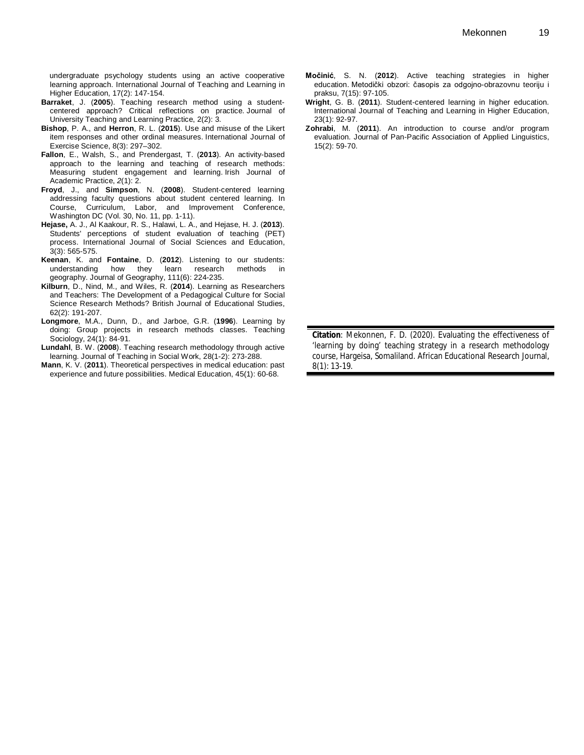undergraduate psychology students using an active cooperative learning approach. International Journal of Teaching and Learning in Higher Education, 17(2): 147-154.

**Barraket**, J. (**2005**). Teaching research method using a student-centered approach? Critical reflections on practice. Journal of University Teaching and Learning Practice, 2(2): 3.

**Bishop**, P. A., and **Herron**, R. L. (**2015**). Use and misuse of the Likert item responses and other ordinal measures. International Journal of Exercise Science, 8(3): 297–302.

**Fallon**, E., Walsh, S., and Prendergast, T. (**2013**). An activity-based approach to the learning and teaching of research methods: Measuring student engagement and learning. Irish Journal of Academic Practice, *2*(1): 2.

**Froyd**, J., and **Simpson**, N. (**2008**). Student-centered learning addressing faculty questions about student centered learning. In Course, Curriculum, Labor, and Improvement Conference, Washington DC (Vol. 30, No. 11, pp. 1-11).

**Hejase,** A. J., Al Kaakour, R. S., Halawi, L. A., and Hejase, H. J. (**2013**). Students' perceptions of student evaluation of teaching (PET) process. International Journal of Social Sciences and Education, 3(3): 565-575.

**Keenan**, K. and **Fontaine**, D. (**2012**). Listening to our students: understanding how they learn research methods in geography. Journal of Geography, 111(6): 224-235.

**Kilburn**, D., Nind, M., and Wiles, R. (**2014**). Learning as Researchers and Teachers: The Development of a Pedagogical Culture for Social Science Research Methods? British Journal of Educational Studies, 62(2): 191-207.

**Longmore**, M.A., Dunn, D., and Jarboe, G.R. (**1996**). Learning by doing: Group projects in research methods classes. Teaching Sociology, 24(1): 84-91.

**Lundahl**, B. W. (**2008**). Teaching research methodology through active learning. Journal of Teaching in Social Work, 28(1-2): 273-288.

**Mann**, K. V. (**2011**). Theoretical perspectives in medical education: past experience and future possibilities. Medical Education, 45(1): 60-68.

**Močinić**, S. N. (**2012**). Active teaching strategies in higher education. Metodički obzori: časopis za odgojno-obrazovnu teoriju i praksu, 7(15): 97-105.

**Wright**, G. B. (**2011**). Student-centered learning in higher education. International Journal of Teaching and Learning in Higher Education, 23(1): 92-97.

**Zohrabi**, M. (**2011**). An introduction to course and/or program evaluation. Journal of Pan-Pacific Association of Applied Linguistics, 15(2): 59-70.

**Citation**: Mekonnen, F. D. (2020). Evaluating the effectiveness of 'learning by doing' teaching strategy in a research methodology course, Hargeisa, Somaliland. African Educational Research Journal, 8(1): 13-19.